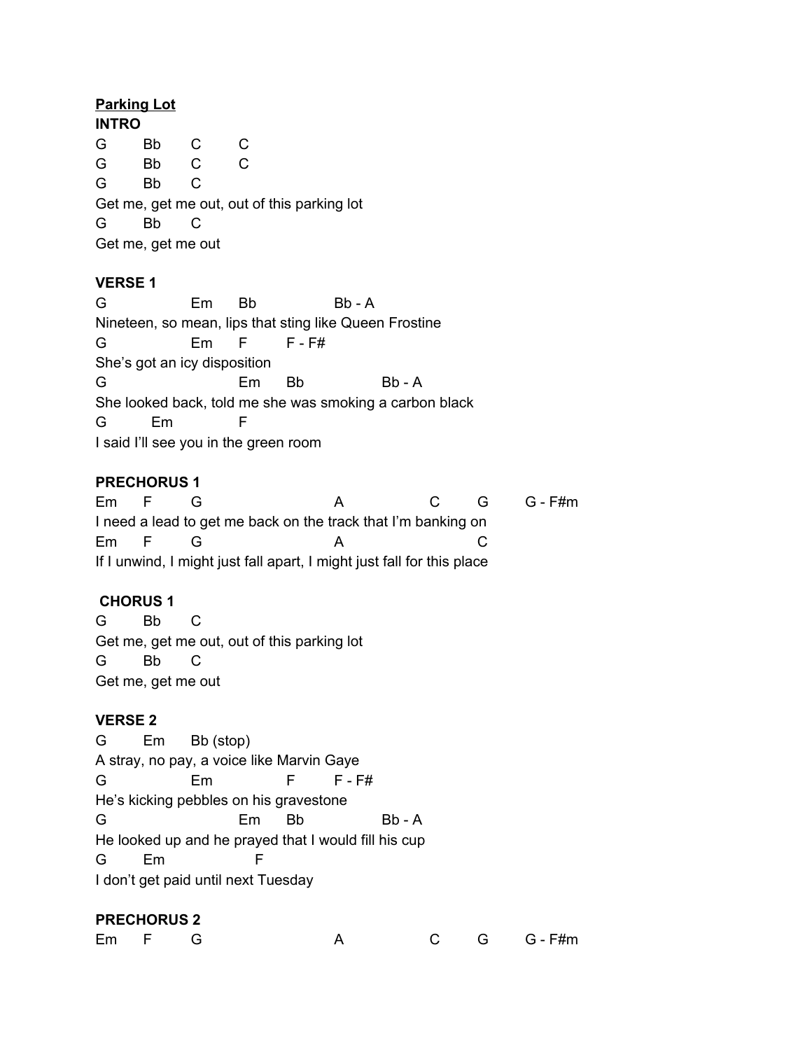**Parking Lot**

**INTRO**

```
G       Bb      C       C
G       Bb      C       C
G       Bb      C
Get me, get me out, out of this parking lot
G       Bb      C
Get me, get me out
```

**VERSE 1**

```
G              Em      Bb             Bb - A
Nineteen, so mean, lips that sting like Queen Frostine
G              Em      F       F - F#
She's got an icy disposition
G                      Em      Bb             Bb - A
She looked back, told me she was smoking a carbon black
G        Em            F
I said I'll see you in the green room
```

**PRECHORUS 1**

```
Em      F      G                      A              C      G       G - F#m
I need a lead to get me back on the track that I'm banking on
Em      F      G                      A                      C
If I unwind, I might just fall apart, I might just fall for this place
```

**CHORUS 1**

```
G       Bb      C
Get me, get me out, out of this parking lot
G       Bb      C
Get me, get me out
```

**VERSE 2**

```
G       Em     Bb (stop)
A stray, no pay, a voice like Marvin Gaye
G              Em              F      F - F#
He's kicking pebbles on his gravestone
G                      Em      Bb             Bb - A
He looked up and he prayed that I would fill his cup
G       Em               F
I don't get paid until next Tuesday
```

**PRECHORUS 2**

```
Em      F      G                      A              C      G       G - F#m
```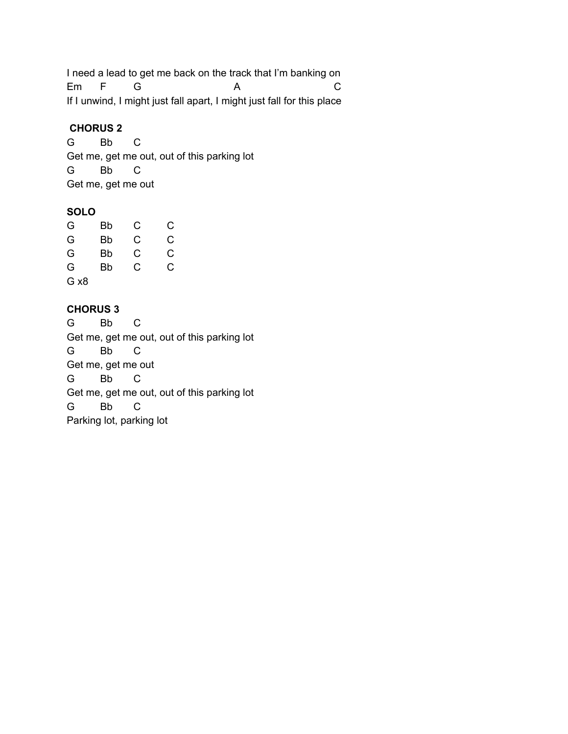```
I need a lead to get me back on the track that I'm banking on
Em      F        G                         A                       C
If I unwind, I might just fall apart, I might just fall for this place
```

**CHORUS 2**

```
G       Bb      C
Get me, get me out, out of this parking lot
G       Bb      C
Get me, get me out
```

**SOLO**

```
G       Bb      C       C
G       Bb      C       C
G       Bb      C       C
G       Bb      C       C
G x8
```

**CHORUS 3**

```
G       Bb      C
Get me, get me out, out of this parking lot
G       Bb      C
Get me, get me out
G       Bb      C
Get me, get me out, out of this parking lot
G       Bb      C
Parking lot, parking lot
```